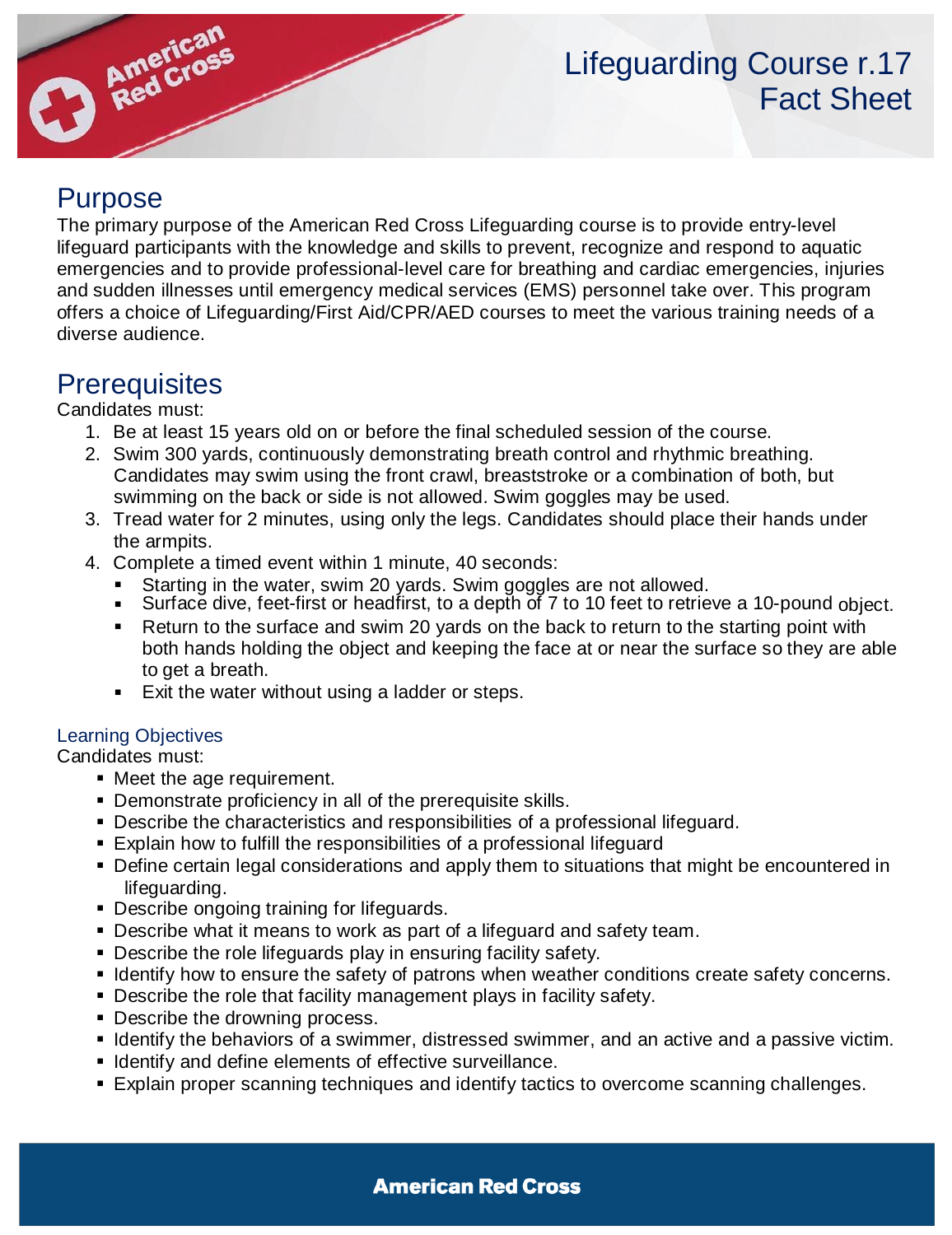# Lifeguarding Course r.17 Fact Sheet

## Purpose

The primary purpose of the American Red Cross Lifeguarding course is to provide entry-level lifeguard participants with the knowledge and skills to prevent, recognize and respond to aquatic emergencies and to provide professional-level care for breathing and cardiac emergencies, injuries and sudden illnesses until emergency medical services (EMS) personnel take over. This program offers a choice of Lifeguarding/First Aid/CPR/AED courses to meet the various training needs of a diverse audience.

## Prerequisites

Candidates must:

1. Be at least 15 years old on or before the final scheduled session of the course.
2. Swim 300 yards, continuously demonstrating breath control and rhythmic breathing. Candidates may swim using the front crawl, breaststroke or a combination of both, but swimming on the back or side is not allowed. Swim goggles may be used.
3. Tread water for 2 minutes, using only the legs. Candidates should place their hands under the armpits.
4. Complete a timed event within 1 minute, 40 seconds:
   - Starting in the water, swim 20 yards. Swim goggles are not allowed.
   - Surface dive, feet-first or headfirst, to a depth of 7 to 10 feet to retrieve a 10-pound object.
   - Return to the surface and swim 20 yards on the back to return to the starting point with both hands holding the object and keeping the face at or near the surface so they are able to get a breath.
   - Exit the water without using a ladder or steps.

### Learning Objectives

Candidates must:

- Meet the age requirement.
- Demonstrate proficiency in all of the prerequisite skills.
- Describe the characteristics and responsibilities of a professional lifeguard.
- Explain how to fulfill the responsibilities of a professional lifeguard
- Define certain legal considerations and apply them to situations that might be encountered in lifeguarding.
- Describe ongoing training for lifeguards.
- Describe what it means to work as part of a lifeguard and safety team.
- Describe the role lifeguards play in ensuring facility safety.
- Identify how to ensure the safety of patrons when weather conditions create safety concerns.
- Describe the role that facility management plays in facility safety.
- Describe the drowning process.
- Identify the behaviors of a swimmer, distressed swimmer, and an active and a passive victim.
- Identify and define elements of effective surveillance.
- Explain proper scanning techniques and identify tactics to overcome scanning challenges.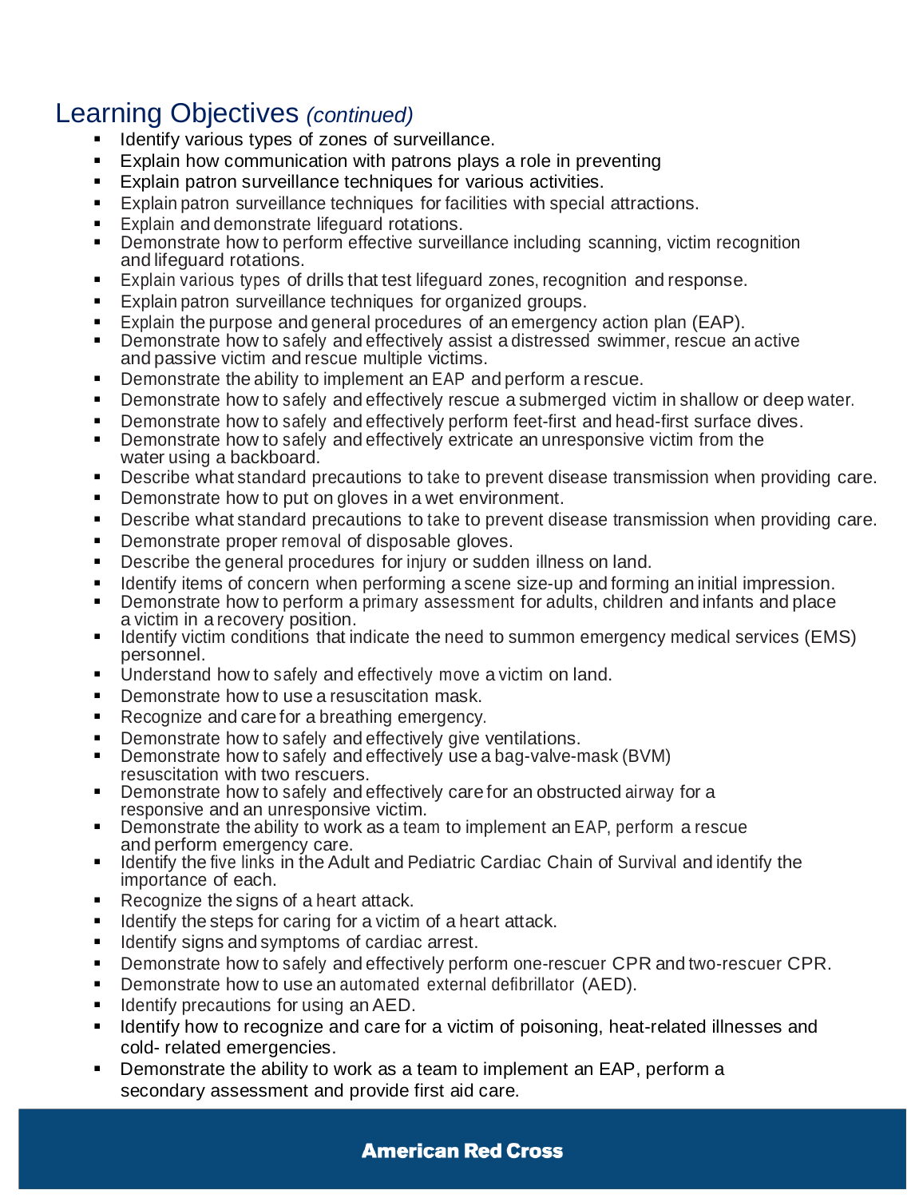## Learning Objectives *(continued)*

- Identify various types of zones of surveillance.
- Explain how communication with patrons plays a role in preventing
- Explain patron surveillance techniques for various activities.
- Explain patron surveillance techniques for facilities with special attractions.
- Explain and demonstrate lifeguard rotations.
- Demonstrate how to perform effective surveillance including scanning, victim recognition and lifeguard rotations.
- Explain various types of drills that test lifeguard zones, recognition and response.
- Explain patron surveillance techniques for organized groups.
- Explain the purpose and general procedures of an emergency action plan (EAP).
- Demonstrate how to safely and effectively assist a distressed swimmer, rescue an active and passive victim and rescue multiple victims.
- Demonstrate the ability to implement an EAP and perform a rescue.
- Demonstrate how to safely and effectively rescue a submerged victim in shallow or deep water.
- Demonstrate how to safely and effectively perform feet-first and head-first surface dives.
- Demonstrate how to safely and effectively extricate an unresponsive victim from the water using a backboard.
- Describe what standard precautions to take to prevent disease transmission when providing care.
- Demonstrate how to put on gloves in a wet environment.
- Describe what standard precautions to take to prevent disease transmission when providing care.
- Demonstrate proper removal of disposable gloves.
- Describe the general procedures for injury or sudden illness on land.
- Identify items of concern when performing a scene size-up and forming an initial impression.
- Demonstrate how to perform a primary assessment for adults, children and infants and place a victim in a recovery position.
- Identify victim conditions that indicate the need to summon emergency medical services (EMS) personnel.
- Understand how to safely and effectively move a victim on land.
- Demonstrate how to use a resuscitation mask.
- Recognize and care for a breathing emergency.
- Demonstrate how to safely and effectively give ventilations.
- Demonstrate how to safely and effectively use a bag-valve-mask (BVM) resuscitation with two rescuers.
- Demonstrate how to safely and effectively care for an obstructed airway for a responsive and an unresponsive victim.
- Demonstrate the ability to work as a team to implement an EAP, perform a rescue and perform emergency care.
- Identify the five links in the Adult and Pediatric Cardiac Chain of Survival and identify the importance of each.
- Recognize the signs of a heart attack.
- Identify the steps for caring for a victim of a heart attack.
- Identify signs and symptoms of cardiac arrest.
- Demonstrate how to safely and effectively perform one-rescuer CPR and two-rescuer CPR.
- Demonstrate how to use an automated external defibrillator (AED).
- Identify precautions for using an AED.
- Identify how to recognize and care for a victim of poisoning, heat-related illnesses and cold- related emergencies.
- Demonstrate the ability to work as a team to implement an EAP, perform a secondary assessment and provide first aid care.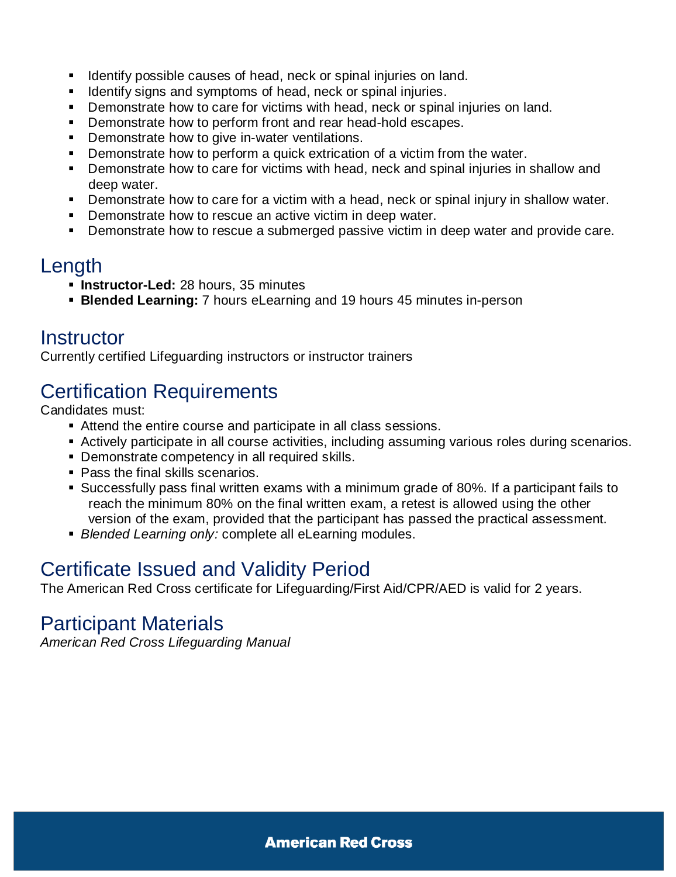- Identify possible causes of head, neck or spinal injuries on land.
- Identify signs and symptoms of head, neck or spinal injuries.
- Demonstrate how to care for victims with head, neck or spinal injuries on land.
- Demonstrate how to perform front and rear head-hold escapes.
- Demonstrate how to give in-water ventilations.
- Demonstrate how to perform a quick extrication of a victim from the water.
- Demonstrate how to care for victims with head, neck and spinal injuries in shallow and deep water.
- Demonstrate how to care for a victim with a head, neck or spinal injury in shallow water.
- Demonstrate how to rescue an active victim in deep water.
- Demonstrate how to rescue a submerged passive victim in deep water and provide care.

## Length

- **Instructor-Led:** 28 hours, 35 minutes
- **Blended Learning:** 7 hours eLearning and 19 hours 45 minutes in-person

## Instructor

Currently certified Lifeguarding instructors or instructor trainers

## Certification Requirements

Candidates must:

- Attend the entire course and participate in all class sessions.
- Actively participate in all course activities, including assuming various roles during scenarios.
- Demonstrate competency in all required skills.
- Pass the final skills scenarios.
- Successfully pass final written exams with a minimum grade of 80%. If a participant fails to reach the minimum 80% on the final written exam, a retest is allowed using the other version of the exam, provided that the participant has passed the practical assessment.
- *Blended Learning only:* complete all eLearning modules.

## Certificate Issued and Validity Period

The American Red Cross certificate for Lifeguarding/First Aid/CPR/AED is valid for 2 years.

## Participant Materials

*American Red Cross Lifeguarding Manual*